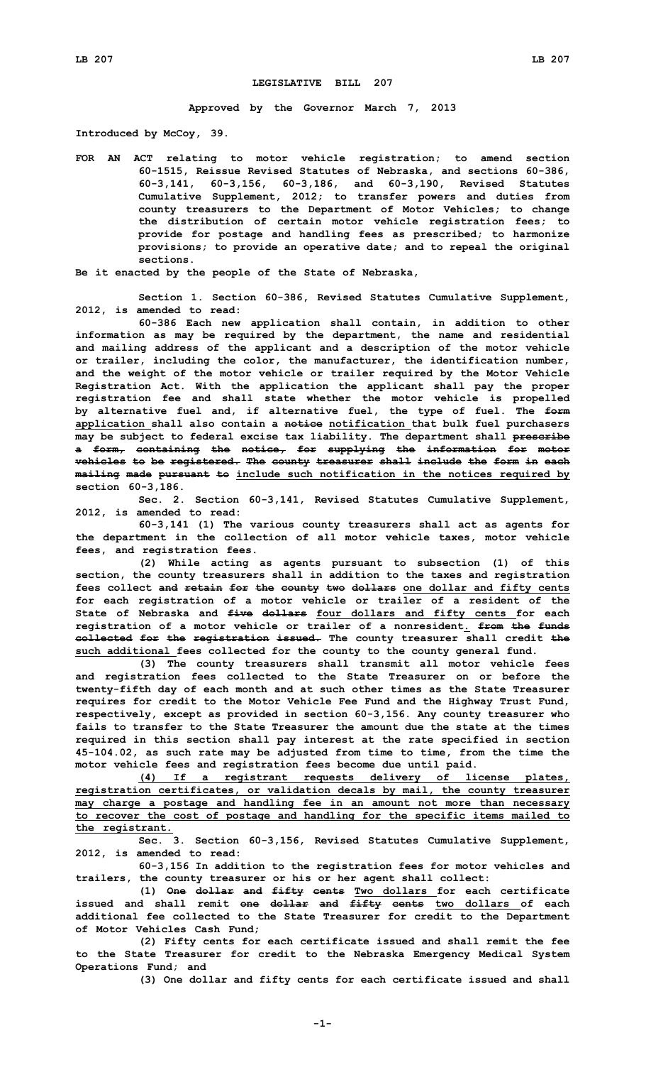# LEGISLATIVE BILL 207

**Approved by the Governor March 7, 2013**

**Introduced by McCoy, 39.**

**FOR AN ACT relating to motor vehicle registration; to amend section 60-1515, Reissue Revised Statutes of Nebraska, and sections 60-386, 60-3,141, 60-3,156, 60-3,186, and 60-3,190, Revised Statutes Cumulative Supplement, 2012; to transfer powers and duties from county treasurers to the Department of Motor Vehicles; to change the distribution of certain motor vehicle registration fees; to provide for postage and handling fees as prescribed; to harmonize provisions; to provide an operative date; and to repeal the original sections.**

**Be it enacted by the people of the State of Nebraska,**

**Section 1. Section 60-386, Revised Statutes Cumulative Supplement, 2012, is amended to read:**

**60-386 Each new application shall contain, in addition to other information as may be required by the department, the name and residential and mailing address of the applicant and a description of the motor vehicle or trailer, including the color, the manufacturer, the identification number, and the weight of the motor vehicle or trailer required by the Motor Vehicle Registration Act. With the application the applicant shall pay the proper registration fee and shall state whether the motor vehicle is propelled by alternative fuel and, if alternative fuel, the type of fuel. The ~~form~~ <u>application</u> shall also contain a ~~notice~~ <u>notification</u> that bulk fuel purchasers may be subject to federal excise tax liability. The department shall ~~prescribe a form, containing the notice, for supplying the information for motor vehicles to be registered. The county treasurer shall include the form in each mailing made pursuant to~~ <u>include such notification in the notices required by</u> section 60-3,186.**

**Sec. 2. Section 60-3,141, Revised Statutes Cumulative Supplement, 2012, is amended to read:**

**60-3,141 (1) The various county treasurers shall act as agents for the department in the collection of all motor vehicle taxes, motor vehicle fees, and registration fees.**

**(2) While acting as agents pursuant to subsection (1) of this section, the county treasurers shall in addition to the taxes and registration fees collect ~~and retain for the county two dollars~~ <u>one dollar and fifty cents</u> for each registration of a motor vehicle or trailer of a resident of the State of Nebraska and ~~five dollars~~ <u>four dollars and fifty cents</u> for each registration of a motor vehicle or trailer of a nonresident<u>.</u> ~~from the funds collected for the registration issued.~~ The county treasurer shall credit ~~the~~ <u>such additional</u> fees collected for the county to the county general fund.**

**(3) The county treasurers shall transmit all motor vehicle fees and registration fees collected to the State Treasurer on or before the twenty-fifth day of each month and at such other times as the State Treasurer requires for credit to the Motor Vehicle Fee Fund and the Highway Trust Fund, respectively, except as provided in section 60-3,156. Any county treasurer who fails to transfer to the State Treasurer the amount due the state at the times required in this section shall pay interest at the rate specified in section 45-104.02, as such rate may be adjusted from time to time, from the time the motor vehicle fees and registration fees become due until paid.**

**<u>(4) If a registrant requests delivery of license plates, registration certificates, or validation decals by mail, the county treasurer may charge a postage and handling fee in an amount not more than necessary to recover the cost of postage and handling for the specific items mailed to the registrant.</u>**

**Sec. 3. Section 60-3,156, Revised Statutes Cumulative Supplement, 2012, is amended to read:**

**60-3,156 In addition to the registration fees for motor vehicles and trailers, the county treasurer or his or her agent shall collect:**

**(1) ~~One dollar and fifty cents~~ <u>Two dollars</u> for each certificate issued and shall remit ~~one dollar and fifty cents~~ <u>two dollars</u> of each additional fee collected to the State Treasurer for credit to the Department of Motor Vehicles Cash Fund;**

**(2) Fifty cents for each certificate issued and shall remit the fee to the State Treasurer for credit to the Nebraska Emergency Medical System Operations Fund; and**

**(3) One dollar and fifty cents for each certificate issued and shall**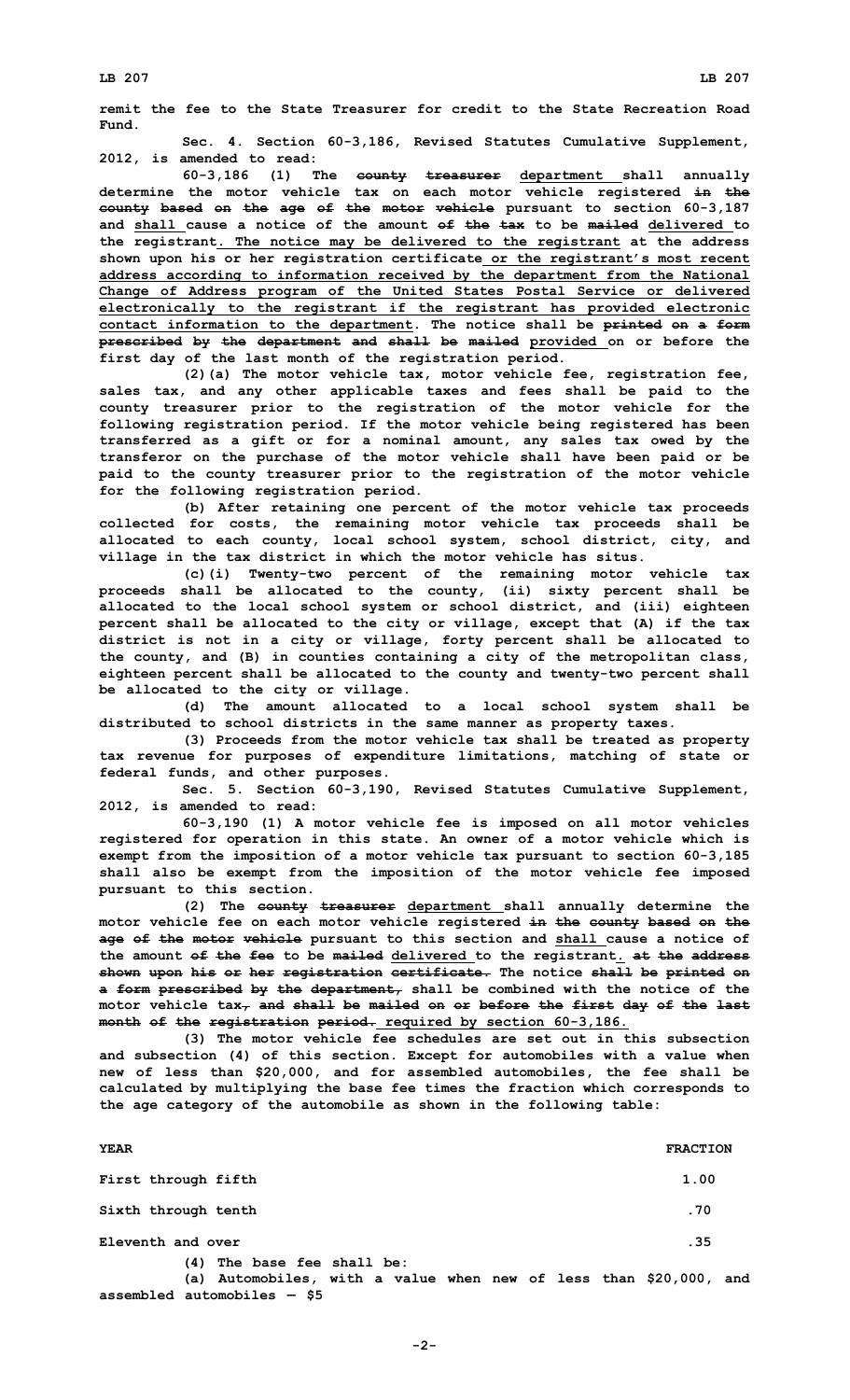remit the fee to the State Treasurer for credit to the State Recreation Road Fund.

Sec. 4. Section 60-3,186, Revised Statutes Cumulative Supplement, 2012, is amended to read:

60-3,186 (1) The ~~county treasurer~~ department shall annually determine the motor vehicle tax on each motor vehicle registered ~~in the county based on the age of the motor vehicle~~ pursuant to section 60-3,187 and shall cause a notice of the amount ~~of the tax~~ to be ~~mailed~~ delivered to the registrant. The notice may be delivered to the registrant at the address shown upon his or her registration certificate or the registrant's most recent address according to information received by the department from the National Change of Address program of the United States Postal Service or delivered electronically to the registrant if the registrant has provided electronic contact information to the department. The notice shall be ~~printed on a form prescribed by the department and shall be mailed~~ provided on or before the first day of the last month of the registration period.

(2)(a) The motor vehicle tax, motor vehicle fee, registration fee, sales tax, and any other applicable taxes and fees shall be paid to the county treasurer prior to the registration of the motor vehicle for the following registration period. If the motor vehicle being registered has been transferred as a gift or for a nominal amount, any sales tax owed by the transferor on the purchase of the motor vehicle shall have been paid or be paid to the county treasurer prior to the registration of the motor vehicle for the following registration period.

(b) After retaining one percent of the motor vehicle tax proceeds collected for costs, the remaining motor vehicle tax proceeds shall be allocated to each county, local school system, school district, city, and village in the tax district in which the motor vehicle has situs.

(c)(i) Twenty-two percent of the remaining motor vehicle tax proceeds shall be allocated to the county, (ii) sixty percent shall be allocated to the local school system or school district, and (iii) eighteen percent shall be allocated to the city or village, except that (A) if the tax district is not in a city or village, forty percent shall be allocated to the county, and (B) in counties containing a city of the metropolitan class, eighteen percent shall be allocated to the county and twenty-two percent shall be allocated to the city or village.

(d) The amount allocated to a local school system shall be distributed to school districts in the same manner as property taxes.

(3) Proceeds from the motor vehicle tax shall be treated as property tax revenue for purposes of expenditure limitations, matching of state or federal funds, and other purposes.

Sec. 5. Section 60-3,190, Revised Statutes Cumulative Supplement, 2012, is amended to read:

60-3,190 (1) A motor vehicle fee is imposed on all motor vehicles registered for operation in this state. An owner of a motor vehicle which is exempt from the imposition of a motor vehicle tax pursuant to section 60-3,185 shall also be exempt from the imposition of the motor vehicle fee imposed pursuant to this section.

(2) The ~~county treasurer~~ department shall annually determine the motor vehicle fee on each motor vehicle registered ~~in the county based on the age of the motor vehicle~~ pursuant to this section and shall cause a notice of the amount ~~of the fee~~ to be ~~mailed~~ delivered to the registrant. ~~at the address shown upon his or her registration certificate.~~ The notice ~~shall be printed on a form prescribed by the department,~~ shall be combined with the notice of the motor vehicle tax~~, and shall be mailed on or before the first day of the last month of the registration period.~~ required by section 60-3,186.

(3) The motor vehicle fee schedules are set out in this subsection and subsection (4) of this section. Except for automobiles with a value when new of less than $20,000, and for assembled automobiles, the fee shall be calculated by multiplying the base fee times the fraction which corresponds to the age category of the automobile as shown in the following table:

| YEAR | FRACTION |
|---|---|
| First through fifth | 1.00 |
| Sixth through tenth | .70 |
| Eleventh and over | .35 |

(4) The base fee shall be:

(a) Automobiles, with a value when new of less than $20,000, and assembled automobiles — $5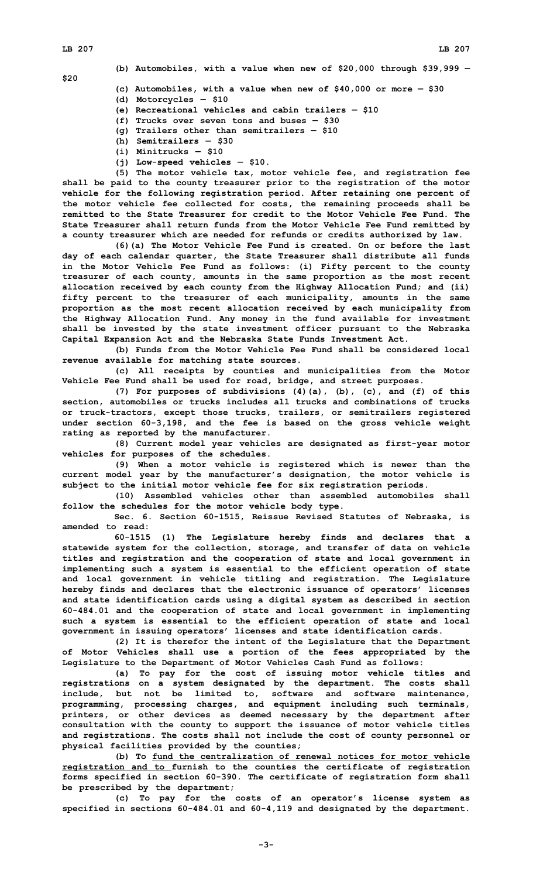(b) Automobiles, with a value when new of $20,000 through $39,999 — $20

(c) Automobiles, with a value when new of $40,000 or more — $30

(d) Motorcycles — $10

(e) Recreational vehicles and cabin trailers — $10

(f) Trucks over seven tons and buses — $30

(g) Trailers other than semitrailers — $10

(h) Semitrailers — $30

(i) Minitrucks — $10

(j) Low-speed vehicles — $10.

(5) The motor vehicle tax, motor vehicle fee, and registration fee shall be paid to the county treasurer prior to the registration of the motor vehicle for the following registration period. After retaining one percent of the motor vehicle fee collected for costs, the remaining proceeds shall be remitted to the State Treasurer for credit to the Motor Vehicle Fee Fund. The State Treasurer shall return funds from the Motor Vehicle Fee Fund remitted by a county treasurer which are needed for refunds or credits authorized by law.

(6)(a) The Motor Vehicle Fee Fund is created. On or before the last day of each calendar quarter, the State Treasurer shall distribute all funds in the Motor Vehicle Fee Fund as follows: (i) Fifty percent to the county treasurer of each county, amounts in the same proportion as the most recent allocation received by each county from the Highway Allocation Fund; and (ii) fifty percent to the treasurer of each municipality, amounts in the same proportion as the most recent allocation received by each municipality from the Highway Allocation Fund. Any money in the fund available for investment shall be invested by the state investment officer pursuant to the Nebraska Capital Expansion Act and the Nebraska State Funds Investment Act.

(b) Funds from the Motor Vehicle Fee Fund shall be considered local revenue available for matching state sources.

(c) All receipts by counties and municipalities from the Motor Vehicle Fee Fund shall be used for road, bridge, and street purposes.

(7) For purposes of subdivisions (4)(a), (b), (c), and (f) of this section, automobiles or trucks includes all trucks and combinations of trucks or truck-tractors, except those trucks, trailers, or semitrailers registered under section 60-3,198, and the fee is based on the gross vehicle weight rating as reported by the manufacturer.

(8) Current model year vehicles are designated as first-year motor vehicles for purposes of the schedules.

(9) When a motor vehicle is registered which is newer than the current model year by the manufacturer's designation, the motor vehicle is subject to the initial motor vehicle fee for six registration periods.

(10) Assembled vehicles other than assembled automobiles shall follow the schedules for the motor vehicle body type.

Sec. 6. Section 60-1515, Reissue Revised Statutes of Nebraska, is amended to read:

60-1515 (1) The Legislature hereby finds and declares that a statewide system for the collection, storage, and transfer of data on vehicle titles and registration and the cooperation of state and local government in implementing such a system is essential to the efficient operation of state and local government in vehicle titling and registration. The Legislature hereby finds and declares that the electronic issuance of operators' licenses and state identification cards using a digital system as described in section 60-484.01 and the cooperation of state and local government in implementing such a system is essential to the efficient operation of state and local government in issuing operators' licenses and state identification cards.

(2) It is therefor the intent of the Legislature that the Department of Motor Vehicles shall use a portion of the fees appropriated by the Legislature to the Department of Motor Vehicles Cash Fund as follows:

(a) To pay for the cost of issuing motor vehicle titles and registrations on a system designated by the department. The costs shall include, but not be limited to, software and software maintenance, programming, processing charges, and equipment including such terminals, printers, or other devices as deemed necessary by the department after consultation with the county to support the issuance of motor vehicle titles and registrations. The costs shall not include the cost of county personnel or physical facilities provided by the counties;

(b) To fund the centralization of renewal notices for motor vehicle registration and to furnish to the counties the certificate of registration forms specified in section 60-390. The certificate of registration form shall be prescribed by the department;

(c) To pay for the costs of an operator's license system as specified in sections 60-484.01 and 60-4,119 and designated by the department.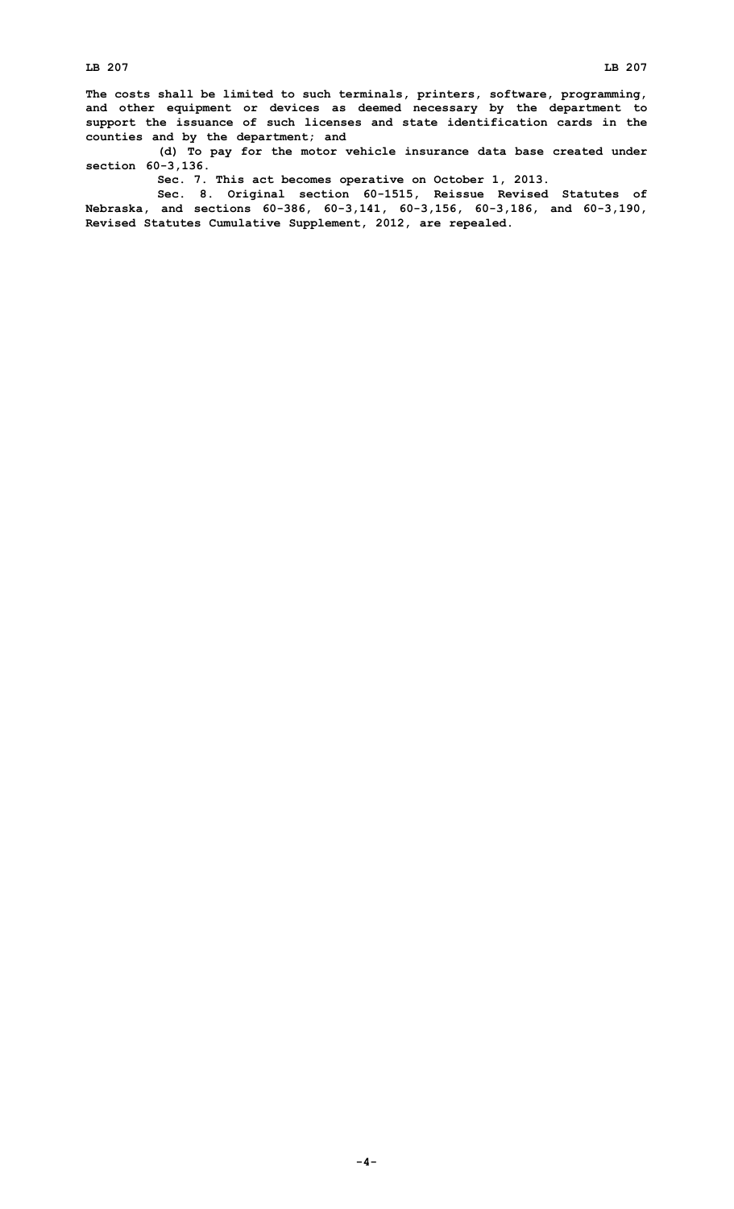**The costs shall be limited to such terminals, printers, software, programming, and other equipment or devices as deemed necessary by the department to support the issuance of such licenses and state identification cards in the counties and by the department; and**

**(d) To pay for the motor vehicle insurance data base created under section 60-3,136.**

**Sec. 7. This act becomes operative on October 1, 2013.**

**Sec. 8. Original section 60-1515, Reissue Revised Statutes of Nebraska, and sections 60-386, 60-3,141, 60-3,156, 60-3,186, and 60-3,190, Revised Statutes Cumulative Supplement, 2012, are repealed.**